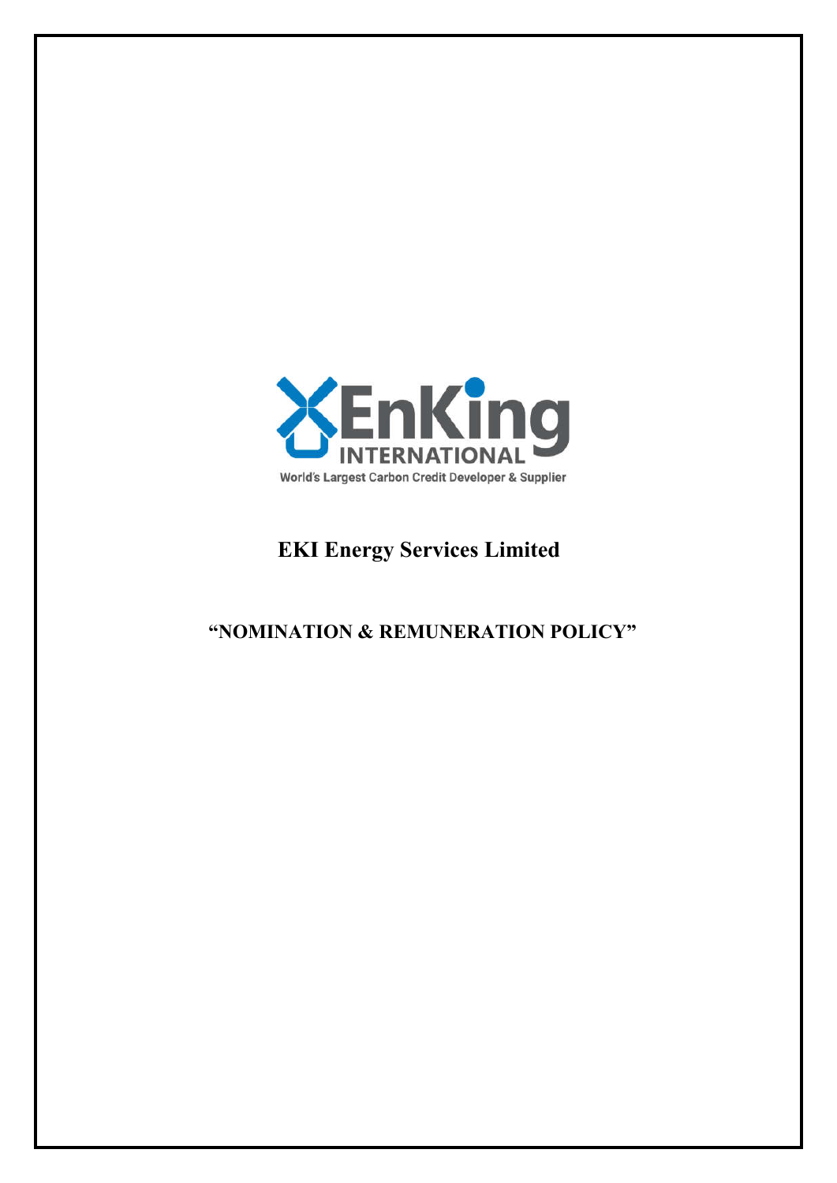EnKing INTERNATIONAL

World's Largest Carbon Credit Developer & Supplier

# EKI Energy Services Limited

## "NOMINATION & REMUNERATION POLICY"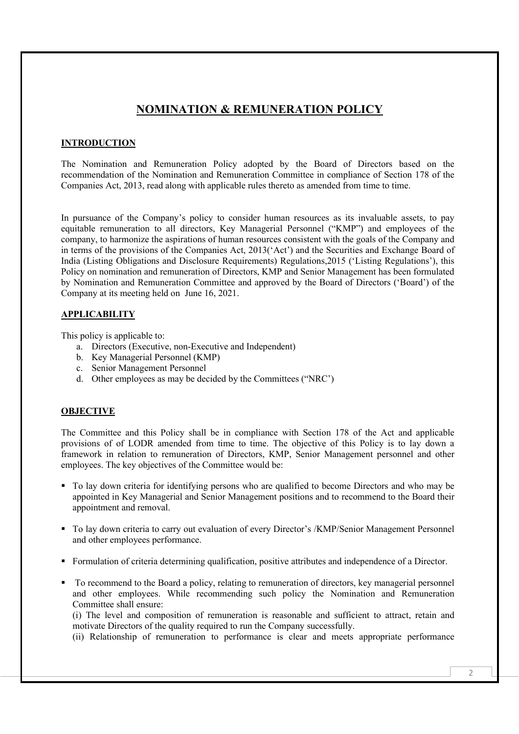# NOMINATION & REMUNERATION POLICY

## INTRODUCTION

The Nomination and Remuneration Policy adopted by the Board of Directors based on the recommendation of the Nomination and Remuneration Committee in compliance of Section 178 of the Companies Act, 2013, read along with applicable rules thereto as amended from time to time.

In pursuance of the Company's policy to consider human resources as its invaluable assets, to pay equitable remuneration to all directors, Key Managerial Personnel ("KMP") and employees of the company, to harmonize the aspirations of human resources consistent with the goals of the Company and in terms of the provisions of the Companies Act, 2013('Act') and the Securities and Exchange Board of India (Listing Obligations and Disclosure Requirements) Regulations,2015 ('Listing Regulations'), this Policy on nomination and remuneration of Directors, KMP and Senior Management has been formulated by Nomination and Remuneration Committee and approved by the Board of Directors ('Board') of the Company at its meeting held on June 16, 2021.

## APPLICABILITY

This policy is applicable to:

a. Directors (Executive, non-Executive and Independent)
b. Key Managerial Personnel (KMP)
c. Senior Management Personnel
d. Other employees as may be decided by the Committees ("NRC')

## OBJECTIVE

The Committee and this Policy shall be in compliance with Section 178 of the Act and applicable provisions of of LODR amended from time to time. The objective of this Policy is to lay down a framework in relation to remuneration of Directors, KMP, Senior Management personnel and other employees. The key objectives of the Committee would be:

- To lay down criteria for identifying persons who are qualified to become Directors and who may be appointed in Key Managerial and Senior Management positions and to recommend to the Board their appointment and removal.
- To lay down criteria to carry out evaluation of every Director's /KMP/Senior Management Personnel and other employees performance.
- Formulation of criteria determining qualification, positive attributes and independence of a Director.
- To recommend to the Board a policy, relating to remuneration of directors, key managerial personnel and other employees. While recommending such policy the Nomination and Remuneration Committee shall ensure:

  (i) The level and composition of remuneration is reasonable and sufficient to attract, retain and motivate Directors of the quality required to run the Company successfully.

  (ii) Relationship of remuneration to performance is clear and meets appropriate performance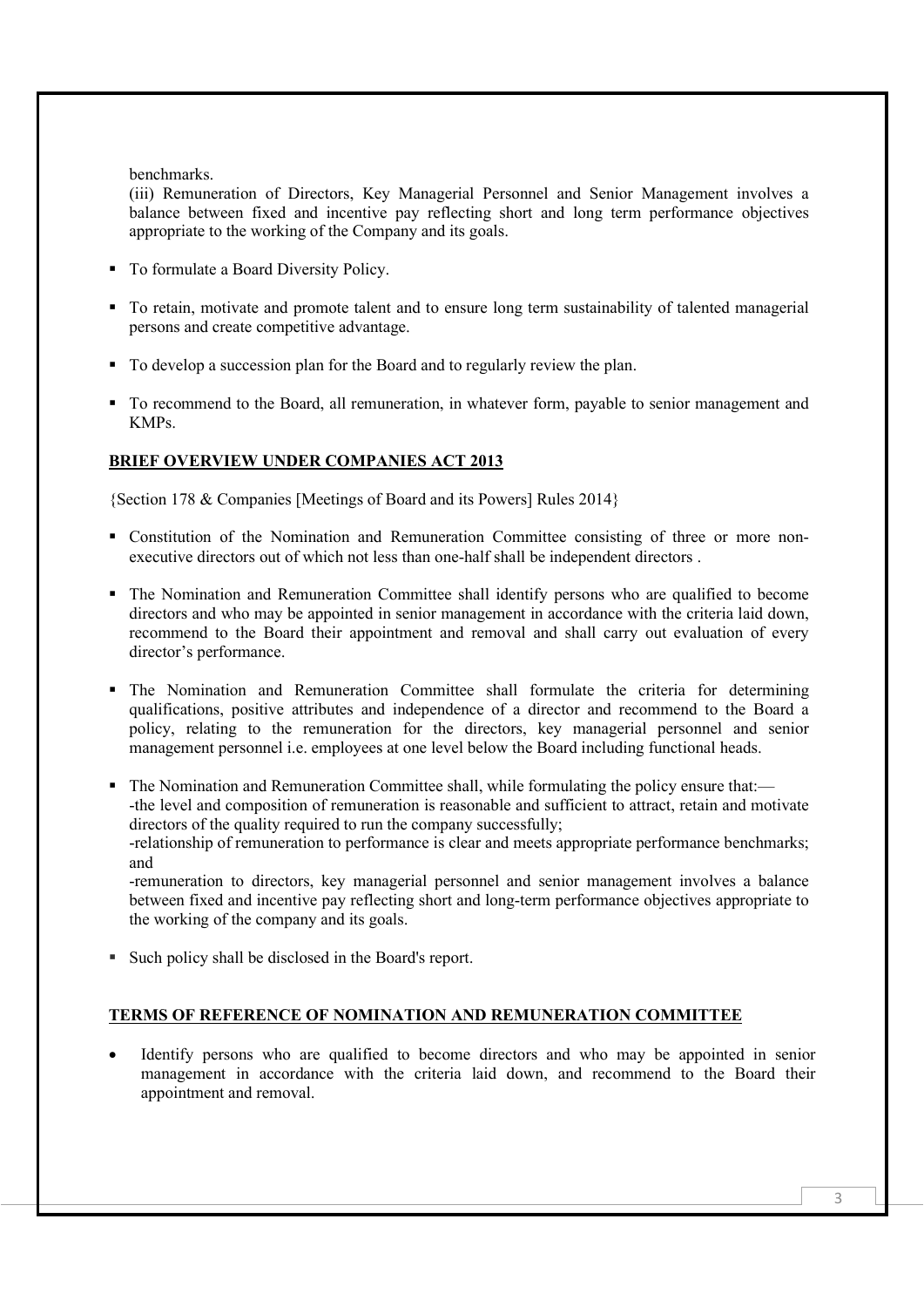benchmarks.

(iii) Remuneration of Directors, Key Managerial Personnel and Senior Management involves a balance between fixed and incentive pay reflecting short and long term performance objectives appropriate to the working of the Company and its goals.

- To formulate a Board Diversity Policy.
- To retain, motivate and promote talent and to ensure long term sustainability of talented managerial persons and create competitive advantage.
- To develop a succession plan for the Board and to regularly review the plan.
- To recommend to the Board, all remuneration, in whatever form, payable to senior management and KMPs.

## BRIEF OVERVIEW UNDER COMPANIES ACT 2013

{Section 178 & Companies [Meetings of Board and its Powers] Rules 2014}

- Constitution of the Nomination and Remuneration Committee consisting of three or more non-executive directors out of which not less than one-half shall be independent directors .
- The Nomination and Remuneration Committee shall identify persons who are qualified to become directors and who may be appointed in senior management in accordance with the criteria laid down, recommend to the Board their appointment and removal and shall carry out evaluation of every director's performance.
- The Nomination and Remuneration Committee shall formulate the criteria for determining qualifications, positive attributes and independence of a director and recommend to the Board a policy, relating to the remuneration for the directors, key managerial personnel and senior management personnel i.e. employees at one level below the Board including functional heads.
- The Nomination and Remuneration Committee shall, while formulating the policy ensure that:—
  -the level and composition of remuneration is reasonable and sufficient to attract, retain and motivate directors of the quality required to run the company successfully;
  -relationship of remuneration to performance is clear and meets appropriate performance benchmarks; and
  -remuneration to directors, key managerial personnel and senior management involves a balance between fixed and incentive pay reflecting short and long-term performance objectives appropriate to the working of the company and its goals.
- Such policy shall be disclosed in the Board's report.

## TERMS OF REFERENCE OF NOMINATION AND REMUNERATION COMMITTEE

- Identify persons who are qualified to become directors and who may be appointed in senior management in accordance with the criteria laid down, and recommend to the Board their appointment and removal.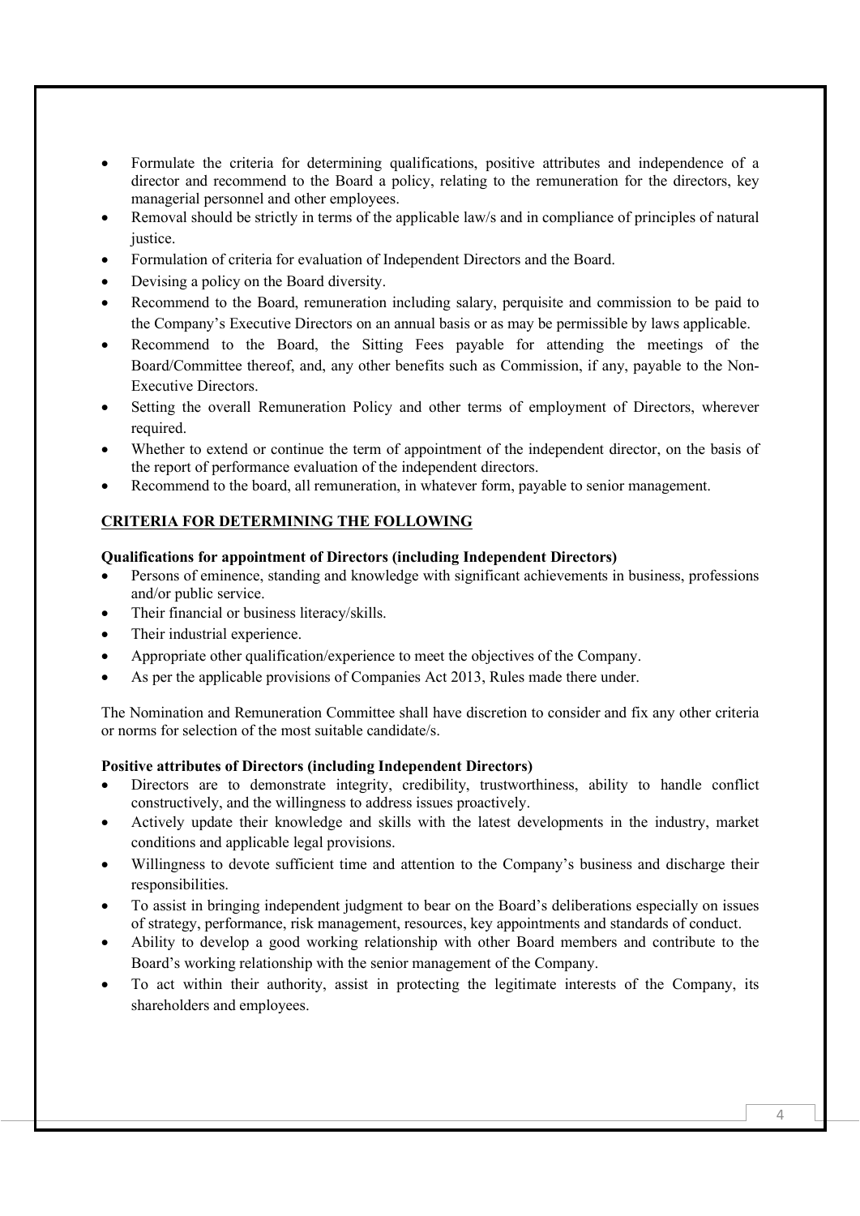- Formulate the criteria for determining qualifications, positive attributes and independence of a director and recommend to the Board a policy, relating to the remuneration for the directors, key managerial personnel and other employees.
- Removal should be strictly in terms of the applicable law/s and in compliance of principles of natural justice.
- Formulation of criteria for evaluation of Independent Directors and the Board.
- Devising a policy on the Board diversity.
- Recommend to the Board, remuneration including salary, perquisite and commission to be paid to the Company's Executive Directors on an annual basis or as may be permissible by laws applicable.
- Recommend to the Board, the Sitting Fees payable for attending the meetings of the Board/Committee thereof, and, any other benefits such as Commission, if any, payable to the Non-Executive Directors.
- Setting the overall Remuneration Policy and other terms of employment of Directors, wherever required.
- Whether to extend or continue the term of appointment of the independent director, on the basis of the report of performance evaluation of the independent directors.
- Recommend to the board, all remuneration, in whatever form, payable to senior management.

## CRITERIA FOR DETERMINING THE FOLLOWING

**Qualifications for appointment of Directors (including Independent Directors)**

- Persons of eminence, standing and knowledge with significant achievements in business, professions and/or public service.
- Their financial or business literacy/skills.
- Their industrial experience.
- Appropriate other qualification/experience to meet the objectives of the Company.
- As per the applicable provisions of Companies Act 2013, Rules made there under.

The Nomination and Remuneration Committee shall have discretion to consider and fix any other criteria or norms for selection of the most suitable candidate/s.

**Positive attributes of Directors (including Independent Directors)**

- Directors are to demonstrate integrity, credibility, trustworthiness, ability to handle conflict constructively, and the willingness to address issues proactively.
- Actively update their knowledge and skills with the latest developments in the industry, market conditions and applicable legal provisions.
- Willingness to devote sufficient time and attention to the Company's business and discharge their responsibilities.
- To assist in bringing independent judgment to bear on the Board's deliberations especially on issues of strategy, performance, risk management, resources, key appointments and standards of conduct.
- Ability to develop a good working relationship with other Board members and contribute to the Board's working relationship with the senior management of the Company.
- To act within their authority, assist in protecting the legitimate interests of the Company, its shareholders and employees.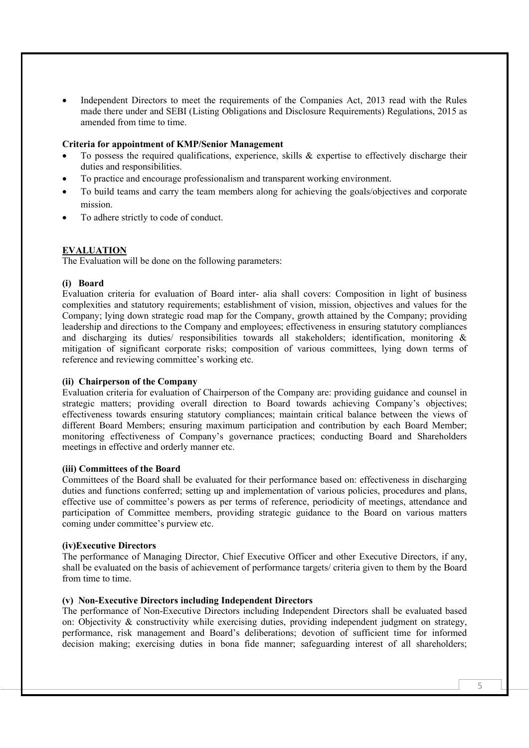- Independent Directors to meet the requirements of the Companies Act, 2013 read with the Rules made there under and SEBI (Listing Obligations and Disclosure Requirements) Regulations, 2015 as amended from time to time.

**Criteria for appointment of KMP/Senior Management**

- To possess the required qualifications, experience, skills & expertise to effectively discharge their duties and responsibilities.
- To practice and encourage professionalism and transparent working environment.
- To build teams and carry the team members along for achieving the goals/objectives and corporate mission.
- To adhere strictly to code of conduct.

## **EVALUATION**

The Evaluation will be done on the following parameters:

**(i) Board**

Evaluation criteria for evaluation of Board inter- alia shall covers: Composition in light of business complexities and statutory requirements; establishment of vision, mission, objectives and values for the Company; lying down strategic road map for the Company, growth attained by the Company; providing leadership and directions to the Company and employees; effectiveness in ensuring statutory compliances and discharging its duties/ responsibilities towards all stakeholders; identification, monitoring & mitigation of significant corporate risks; composition of various committees, lying down terms of reference and reviewing committee's working etc.

**(ii) Chairperson of the Company**

Evaluation criteria for evaluation of Chairperson of the Company are: providing guidance and counsel in strategic matters; providing overall direction to Board towards achieving Company's objectives; effectiveness towards ensuring statutory compliances; maintain critical balance between the views of different Board Members; ensuring maximum participation and contribution by each Board Member; monitoring effectiveness of Company's governance practices; conducting Board and Shareholders meetings in effective and orderly manner etc.

**(iii) Committees of the Board**

Committees of the Board shall be evaluated for their performance based on: effectiveness in discharging duties and functions conferred; setting up and implementation of various policies, procedures and plans, effective use of committee's powers as per terms of reference, periodicity of meetings, attendance and participation of Committee members, providing strategic guidance to the Board on various matters coming under committee's purview etc.

**(iv)Executive Directors**

The performance of Managing Director, Chief Executive Officer and other Executive Directors, if any, shall be evaluated on the basis of achievement of performance targets/ criteria given to them by the Board from time to time.

**(v) Non-Executive Directors including Independent Directors**

The performance of Non-Executive Directors including Independent Directors shall be evaluated based on: Objectivity & constructivity while exercising duties, providing independent judgment on strategy, performance, risk management and Board's deliberations; devotion of sufficient time for informed decision making; exercising duties in bona fide manner; safeguarding interest of all shareholders;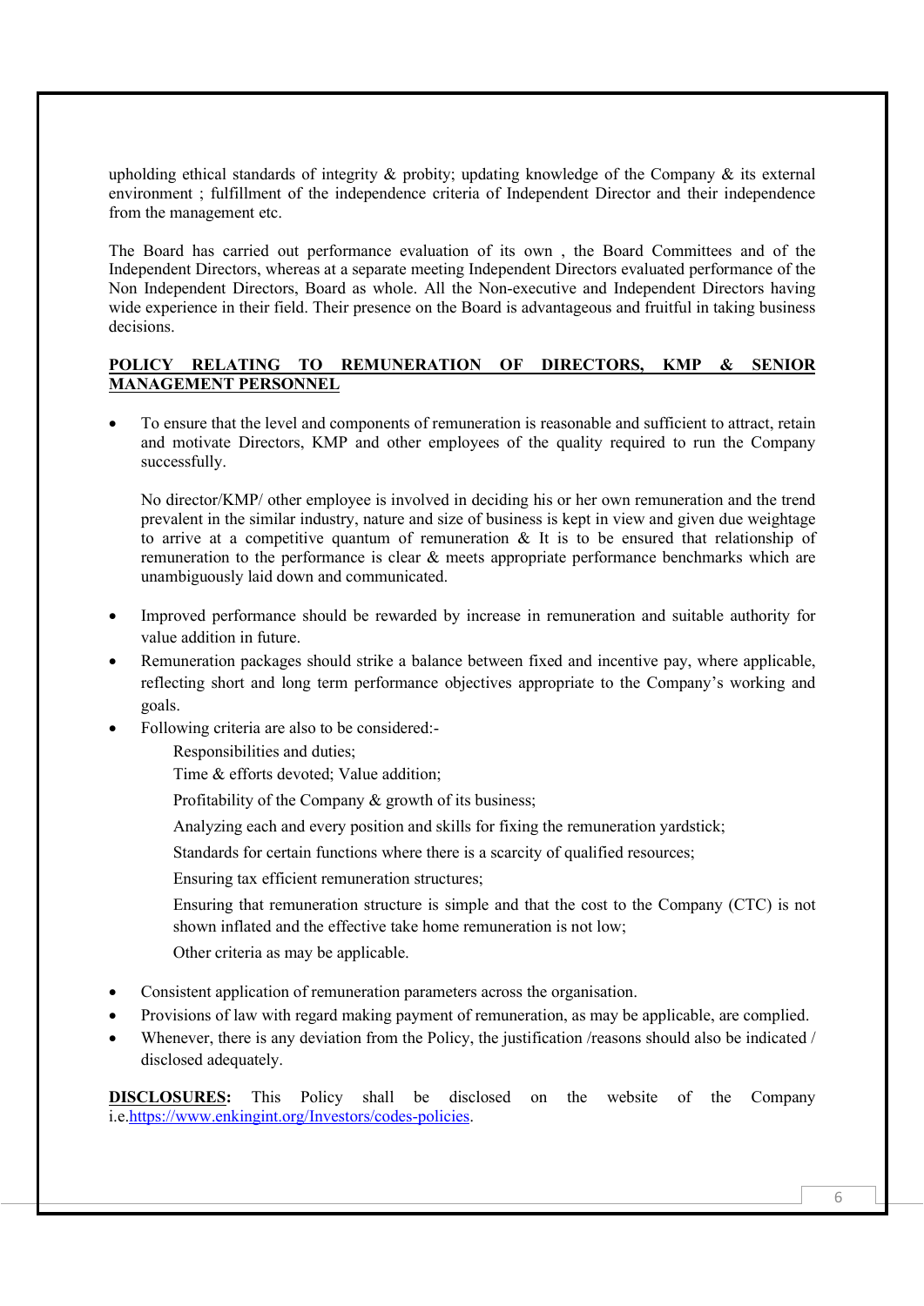upholding ethical standards of integrity & probity; updating knowledge of the Company & its external environment ; fulfillment of the independence criteria of Independent Director and their independence from the management etc.

The Board has carried out performance evaluation of its own , the Board Committees and of the Independent Directors, whereas at a separate meeting Independent Directors evaluated performance of the Non Independent Directors, Board as whole. All the Non-executive and Independent Directors having wide experience in their field. Their presence on the Board is advantageous and fruitful in taking business decisions.

**POLICY RELATING TO REMUNERATION OF DIRECTORS, KMP & SENIOR MANAGEMENT PERSONNEL**

- To ensure that the level and components of remuneration is reasonable and sufficient to attract, retain and motivate Directors, KMP and other employees of the quality required to run the Company successfully.

  No director/KMP/ other employee is involved in deciding his or her own remuneration and the trend prevalent in the similar industry, nature and size of business is kept in view and given due weightage to arrive at a competitive quantum of remuneration & It is to be ensured that relationship of remuneration to the performance is clear & meets appropriate performance benchmarks which are unambiguously laid down and communicated.

- Improved performance should be rewarded by increase in remuneration and suitable authority for value addition in future.
- Remuneration packages should strike a balance between fixed and incentive pay, where applicable, reflecting short and long term performance objectives appropriate to the Company's working and goals.
- Following criteria are also to be considered:-

  Responsibilities and duties;

  Time & efforts devoted; Value addition;

  Profitability of the Company & growth of its business;

  Analyzing each and every position and skills for fixing the remuneration yardstick;

  Standards for certain functions where there is a scarcity of qualified resources;

  Ensuring tax efficient remuneration structures;

  Ensuring that remuneration structure is simple and that the cost to the Company (CTC) is not shown inflated and the effective take home remuneration is not low;

  Other criteria as may be applicable.

- Consistent application of remuneration parameters across the organisation.
- Provisions of law with regard making payment of remuneration, as may be applicable, are complied.
- Whenever, there is any deviation from the Policy, the justification /reasons should also be indicated / disclosed adequately.

**DISCLOSURES:** This Policy shall be disclosed on the website of the Company i.e.https://www.enkingint.org/Investors/codes-policies.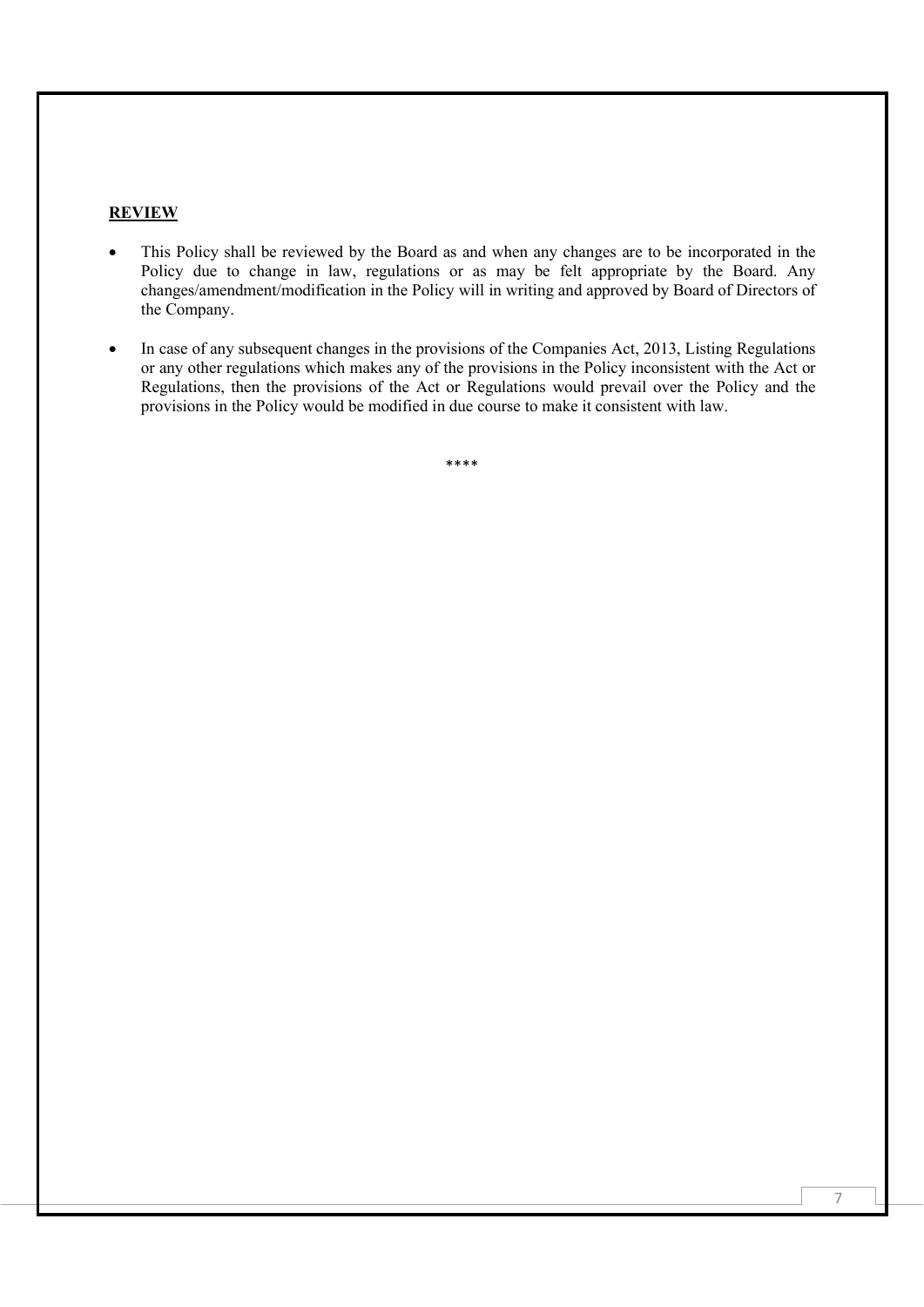## REVIEW

- This Policy shall be reviewed by the Board as and when any changes are to be incorporated in the Policy due to change in law, regulations or as may be felt appropriate by the Board. Any changes/amendment/modification in the Policy will in writing and approved by Board of Directors of the Company.

- In case of any subsequent changes in the provisions of the Companies Act, 2013, Listing Regulations or any other regulations which makes any of the provisions in the Policy inconsistent with the Act or Regulations, then the provisions of the Act or Regulations would prevail over the Policy and the provisions in the Policy would be modified in due course to make it consistent with law.

****